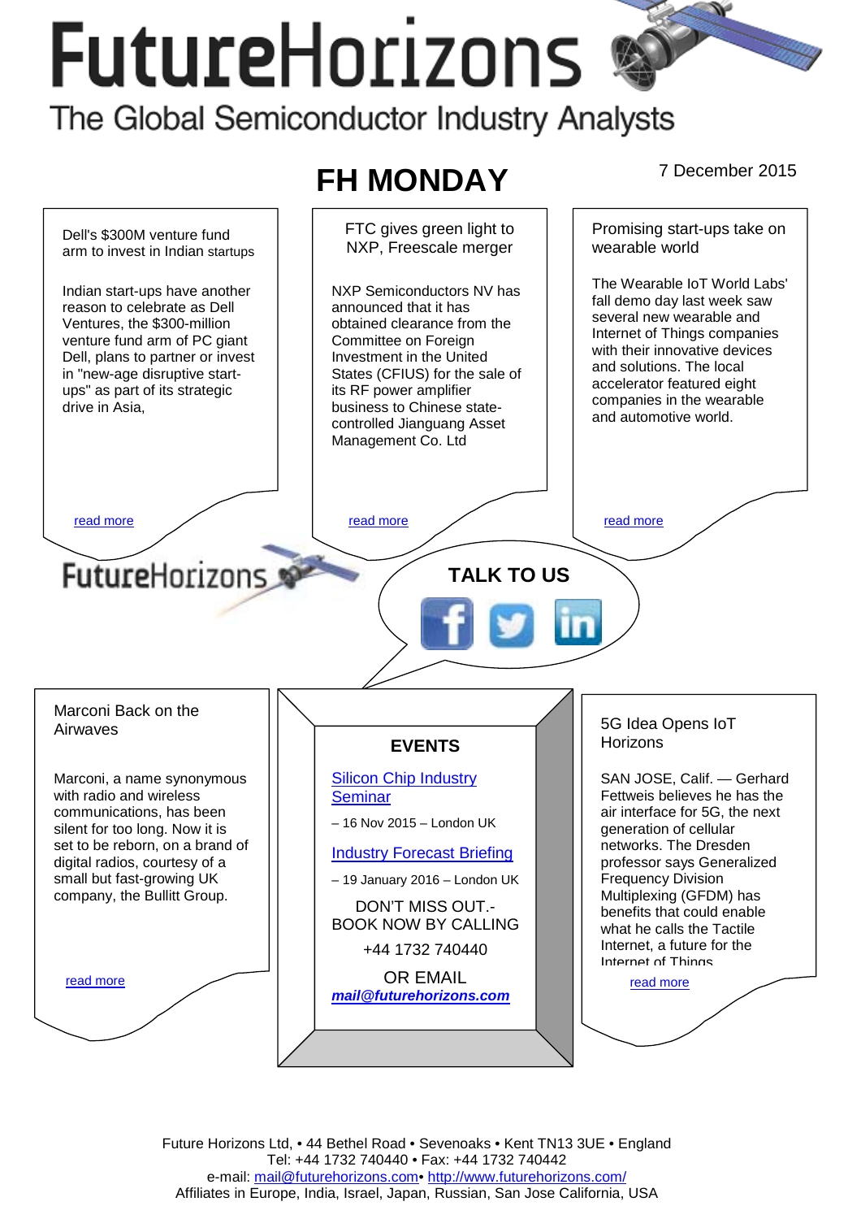# FutureHorizons

The Global Semiconductor Industry Analysts

## FH MONDAY

7 December 2015

### Dell's $300M venture fund arm to invest in Indian startups

Indian start-ups have another reason to celebrate as Dell Ventures, the $300-million venture fund arm of PC giant Dell, plans to partner or invest in "new-age disruptive start-ups" as part of its strategic drive in Asia,

read more

### FTC gives green light to NXP, Freescale merger

NXP Semiconductors NV has announced that it has obtained clearance from the Committee on Foreign Investment in the United States (CFIUS) for the sale of its RF power amplifier business to Chinese state-controlled Jianguang Asset Management Co. Ltd

read more

### Promising start-ups take on wearable world

The Wearable IoT World Labs' fall demo day last week saw several new wearable and Internet of Things companies with their innovative devices and solutions. The local accelerator featured eight companies in the wearable and automotive world.

read more

FutureHorizons

**TALK TO US**

### Marconi Back on the Airwaves

Marconi, a name synonymous with radio and wireless communications, has been silent for too long. Now it is set to be reborn, on a brand of digital radios, courtesy of a small but fast-growing UK company, the Bullitt Group.

read more

### EVENTS

Silicon Chip Industry Seminar

– 16 Nov 2015 – London UK

Industry Forecast Briefing

– 19 January 2016 – London UK

DON'T MISS OUT.- BOOK NOW BY CALLING

+44 1732 740440

OR EMAIL

***mail@futurehorizons.com***

### 5G Idea Opens IoT Horizons

SAN JOSE, Calif. — Gerhard Fettweis believes he has the air interface for 5G, the next generation of cellular networks. The Dresden professor says Generalized Frequency Division Multiplexing (GFDM) has benefits that could enable what he calls the Tactile Internet, a future for the Internet of Things

read more

Future Horizons Ltd, • 44 Bethel Road • Sevenoaks • Kent TN13 3UE • England
Tel: +44 1732 740440 • Fax: +44 1732 740442
e-mail: mail@futurehorizons.com• http://www.futurehorizons.com/
Affiliates in Europe, India, Israel, Japan, Russian, San Jose California, USA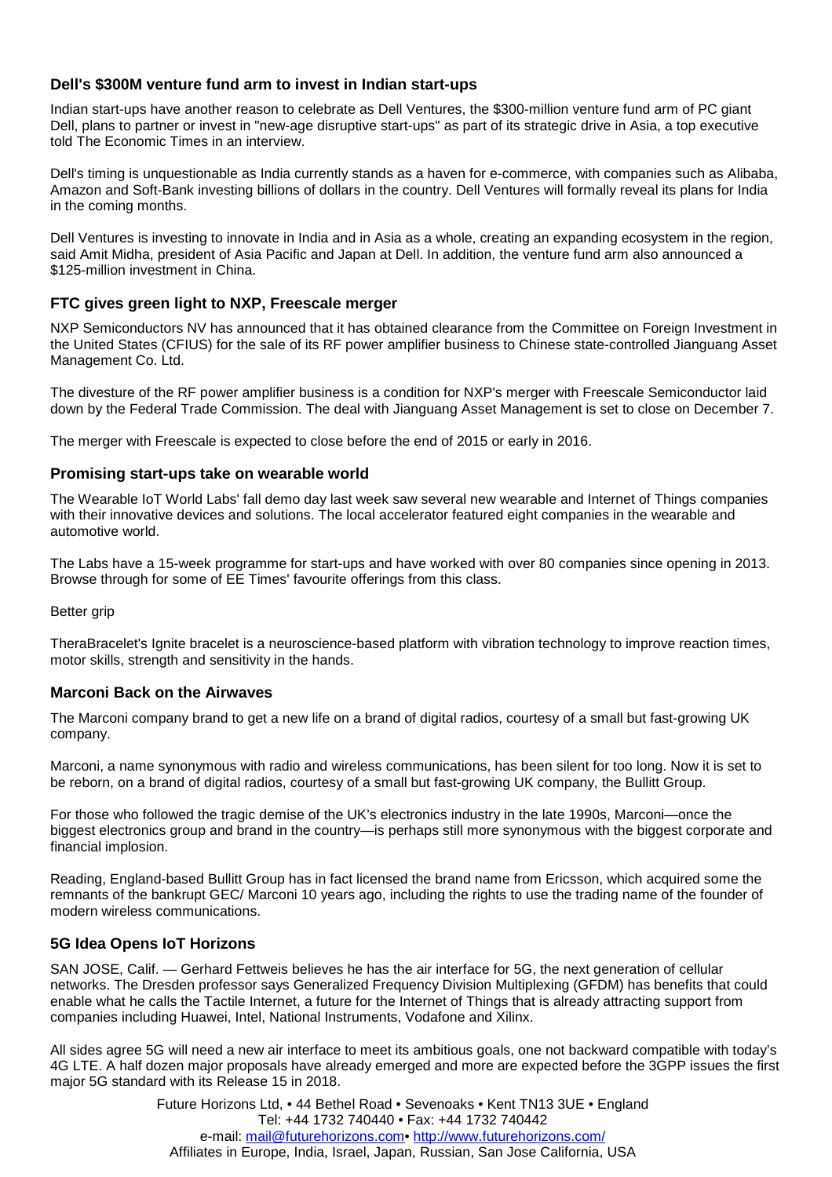### Dell's $300M venture fund arm to invest in Indian start-ups

Indian start-ups have another reason to celebrate as Dell Ventures, the $300-million venture fund arm of PC giant Dell, plans to partner or invest in "new-age disruptive start-ups" as part of its strategic drive in Asia, a top executive told The Economic Times in an interview.

Dell's timing is unquestionable as India currently stands as a haven for e-commerce, with companies such as Alibaba, Amazon and Soft-Bank investing billions of dollars in the country. Dell Ventures will formally reveal its plans for India in the coming months.

Dell Ventures is investing to innovate in India and in Asia as a whole, creating an expanding ecosystem in the region, said Amit Midha, president of Asia Pacific and Japan at Dell. In addition, the venture fund arm also announced a $125-million investment in China.

### FTC gives green light to NXP, Freescale merger

NXP Semiconductors NV has announced that it has obtained clearance from the Committee on Foreign Investment in the United States (CFIUS) for the sale of its RF power amplifier business to Chinese state-controlled Jianguang Asset Management Co. Ltd.

The divesture of the RF power amplifier business is a condition for NXP's merger with Freescale Semiconductor laid down by the Federal Trade Commission. The deal with Jianguang Asset Management is set to close on December 7.

The merger with Freescale is expected to close before the end of 2015 or early in 2016.

### Promising start-ups take on wearable world

The Wearable IoT World Labs' fall demo day last week saw several new wearable and Internet of Things companies with their innovative devices and solutions. The local accelerator featured eight companies in the wearable and automotive world.

The Labs have a 15-week programme for start-ups and have worked with over 80 companies since opening in 2013. Browse through for some of EE Times' favourite offerings from this class.

Better grip

TheraBracelet's Ignite bracelet is a neuroscience-based platform with vibration technology to improve reaction times, motor skills, strength and sensitivity in the hands.

### Marconi Back on the Airwaves

The Marconi company brand to get a new life on a brand of digital radios, courtesy of a small but fast-growing UK company.

Marconi, a name synonymous with radio and wireless communications, has been silent for too long. Now it is set to be reborn, on a brand of digital radios, courtesy of a small but fast-growing UK company, the Bullitt Group.

For those who followed the tragic demise of the UK's electronics industry in the late 1990s, Marconi—once the biggest electronics group and brand in the country—is perhaps still more synonymous with the biggest corporate and financial implosion.

Reading, England-based Bullitt Group has in fact licensed the brand name from Ericsson, which acquired some the remnants of the bankrupt GEC/ Marconi 10 years ago, including the rights to use the trading name of the founder of modern wireless communications.

### 5G Idea Opens IoT Horizons

SAN JOSE, Calif. — Gerhard Fettweis believes he has the air interface for 5G, the next generation of cellular networks. The Dresden professor says Generalized Frequency Division Multiplexing (GFDM) has benefits that could enable what he calls the Tactile Internet, a future for the Internet of Things that is already attracting support from companies including Huawei, Intel, National Instruments, Vodafone and Xilinx.

All sides agree 5G will need a new air interface to meet its ambitious goals, one not backward compatible with today's 4G LTE. A half dozen major proposals have already emerged and more are expected before the 3GPP issues the first major 5G standard with its Release 15 in 2018.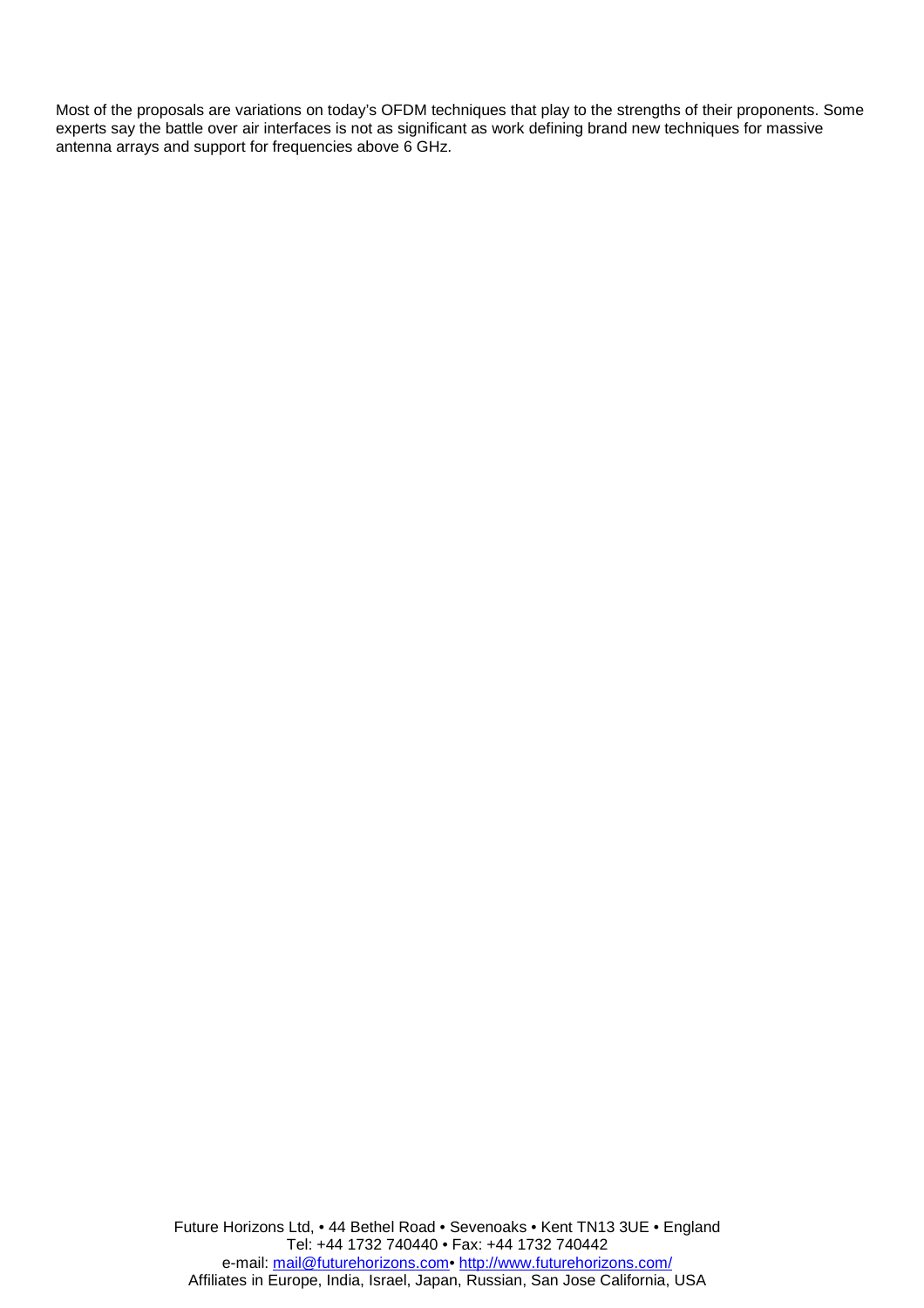Most of the proposals are variations on today's OFDM techniques that play to the strengths of their proponents. Some experts say the battle over air interfaces is not as significant as work defining brand new techniques for massive antenna arrays and support for frequencies above 6 GHz.